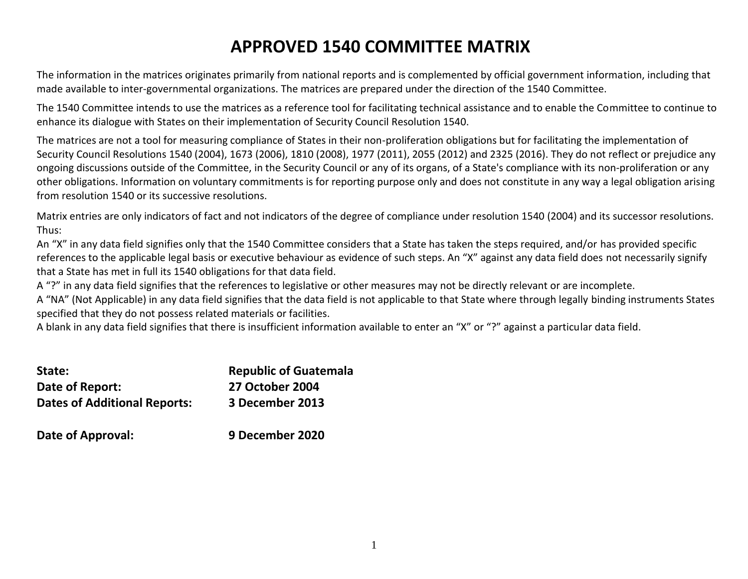# APPROVED 1540 COMMITTEE MATRIX

The information in the matrices originates primarily from national reports and is complemented by official government information, including that made available to inter-governmental organizations. The matrices are prepared under the direction of the 1540 Committee.

The 1540 Committee intends to use the matrices as a reference tool for facilitating technical assistance and to enable the Committee to continue to enhance its dialogue with States on their implementation of Security Council Resolution 1540.

The matrices are not a tool for measuring compliance of States in their non-proliferation obligations but for facilitating the implementation of Security Council Resolutions 1540 (2004), 1673 (2006), 1810 (2008), 1977 (2011), 2055 (2012) and 2325 (2016). They do not reflect or prejudice any ongoing discussions outside of the Committee, in the Security Council or any of its organs, of a State's compliance with its non-proliferation or any other obligations. Information on voluntary commitments is for reporting purpose only and does not constitute in any way a legal obligation arising from resolution 1540 or its successive resolutions.

Matrix entries are only indicators of fact and not indicators of the degree of compliance under resolution 1540 (2004) and its successor resolutions. Thus:
An "X" in any data field signifies only that the 1540 Committee considers that a State has taken the steps required, and/or has provided specific references to the applicable legal basis or executive behaviour as evidence of such steps. An "X" against any data field does not necessarily signify that a State has met in full its 1540 obligations for that data field.
A "?" in any data field signifies that the references to legislative or other measures may not be directly relevant or are incomplete.
A "NA" (Not Applicable) in any data field signifies that the data field is not applicable to that State where through legally binding instruments States specified that they do not possess related materials or facilities.
A blank in any data field signifies that there is insufficient information available to enter an "X" or "?" against a particular data field.

**State:** **Republic of Guatemala**
**Date of Report:** **27 October 2004**
**Dates of Additional Reports:** **3 December 2013**

**Date of Approval:** **9 December 2020**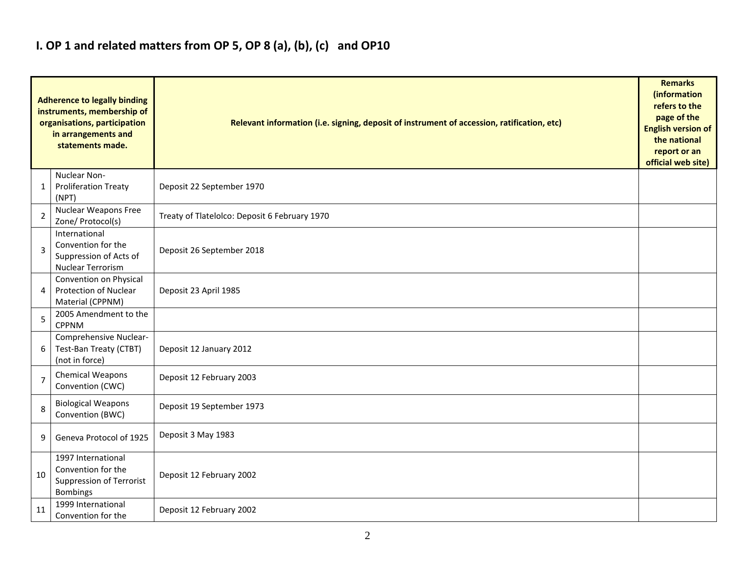# I. OP 1 and related matters from OP 5, OP 8 (a), (b), (c) and OP10

| | Adherence to legally binding instruments, membership of organisations, participation in arrangements and statements made. | Relevant information (i.e. signing, deposit of instrument of accession, ratification, etc) | Remarks (information refers to the page of the English version of the national report or an official web site) |
|---|---|---|---|
| 1 | Nuclear Non-Proliferation Treaty (NPT) | Deposit 22 September 1970 | |
| 2 | Nuclear Weapons Free Zone/ Protocol(s) | Treaty of Tlatelolco: Deposit 6 February 1970 | |
| 3 | International Convention for the Suppression of Acts of Nuclear Terrorism | Deposit 26 September 2018 | |
| 4 | Convention on Physical Protection of Nuclear Material (CPPNM) | Deposit 23 April 1985 | |
| 5 | 2005 Amendment to the CPPNM | | |
| 6 | Comprehensive Nuclear-Test-Ban Treaty (CTBT) (not in force) | Deposit 12 January 2012 | |
| 7 | Chemical Weapons Convention (CWC) | Deposit 12 February 2003 | |
| 8 | Biological Weapons Convention (BWC) | Deposit 19 September 1973 | |
| 9 | Geneva Protocol of 1925 | Deposit 3 May 1983 | |
| 10 | 1997 International Convention for the Suppression of Terrorist Bombings | Deposit 12 February 2002 | |
| 11 | 1999 International Convention for the | Deposit 12 February 2002 | |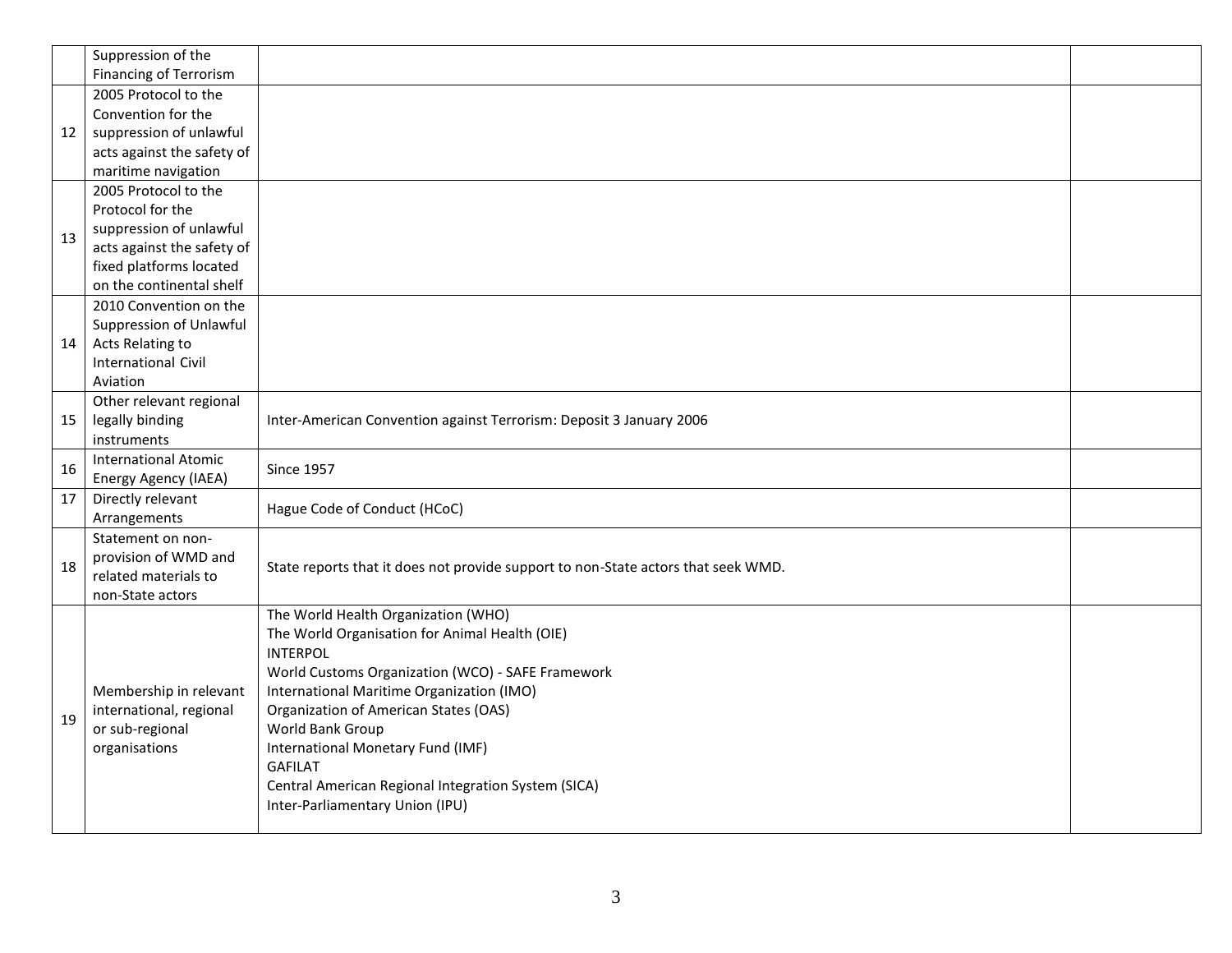| | | | |
|---|---|---|---|
| | Suppression of the Financing of Terrorism | | |
| 12 | 2005 Protocol to the Convention for the suppression of unlawful acts against the safety of maritime navigation | | |
| 13 | 2005 Protocol to the Protocol for the suppression of unlawful acts against the safety of fixed platforms located on the continental shelf | | |
| 14 | 2010 Convention on the Suppression of Unlawful Acts Relating to International Civil Aviation | | |
| 15 | Other relevant regional legally binding instruments | Inter-American Convention against Terrorism: Deposit 3 January 2006 | |
| 16 | International Atomic Energy Agency (IAEA) | Since 1957 | |
| 17 | Directly relevant Arrangements | Hague Code of Conduct (HCoC) | |
| 18 | Statement on non-provision of WMD and related materials to non-State actors | State reports that it does not provide support to non-State actors that seek WMD. | |
| 19 | Membership in relevant international, regional or sub-regional organisations | The World Health Organization (WHO)<br>The World Organisation for Animal Health (OIE)<br>INTERPOL<br>World Customs Organization (WCO) - SAFE Framework<br>International Maritime Organization (IMO)<br>Organization of American States (OAS)<br>World Bank Group<br>International Monetary Fund (IMF)<br>GAFILAT<br>Central American Regional Integration System (SICA)<br>Inter-Parliamentary Union (IPU) | |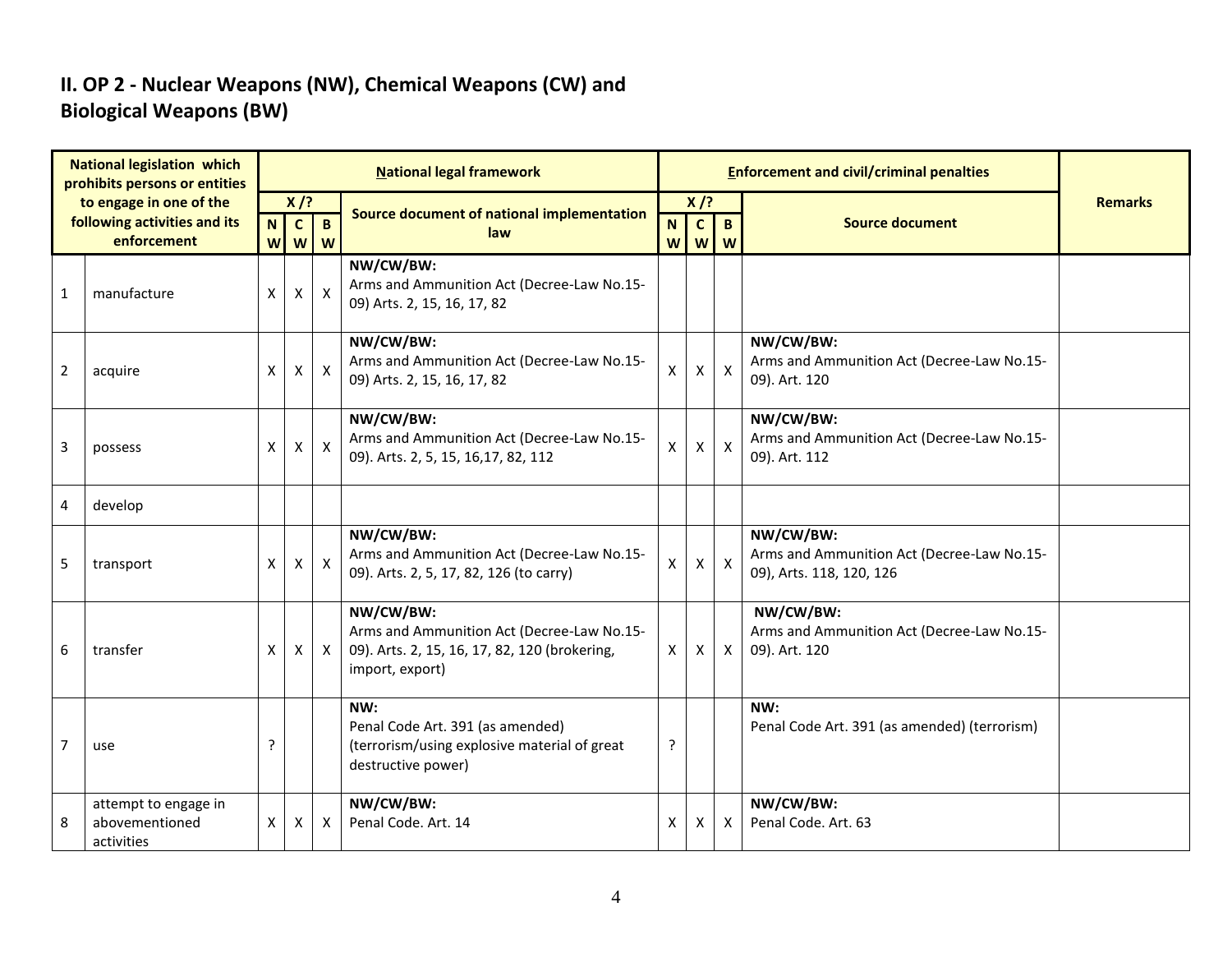## II. OP 2 - Nuclear Weapons (NW), Chemical Weapons (CW) and Biological Weapons (BW)

| National legislation which prohibits persons or entities to engage in one of the following activities and its enforcement | | National legal framework | | | | Enforcement and civil/criminal penalties | | | | Remarks |
|---|---|---|---|---|---|---|---|---|---|---|
| | | X /? | | | Source document of national implementation law | X /? | | | Source document | |
| | | NW | CW | BW | | NW | CW | BW | | |
| 1 | manufacture | X | X | X | **NW/CW/BW:** Arms and Ammunition Act (Decree-Law No.15-09) Arts. 2, 15, 16, 17, 82 | | | | | |
| 2 | acquire | X | X | X | **NW/CW/BW:** Arms and Ammunition Act (Decree-Law No.15-09) Arts. 2, 15, 16, 17, 82 | X | X | X | **NW/CW/BW:** Arms and Ammunition Act (Decree-Law No.15-09). Art. 120 | |
| 3 | possess | X | X | X | **NW/CW/BW:** Arms and Ammunition Act (Decree-Law No.15-09). Arts. 2, 5, 15, 16,17, 82, 112 | X | X | X | **NW/CW/BW:** Arms and Ammunition Act (Decree-Law No.15-09). Art. 112 | |
| 4 | develop | | | | | | | | | |
| 5 | transport | X | X | X | **NW/CW/BW:** Arms and Ammunition Act (Decree-Law No.15-09). Arts. 2, 5, 17, 82, 126 (to carry) | X | X | X | **NW/CW/BW:** Arms and Ammunition Act (Decree-Law No.15-09), Arts. 118, 120, 126 | |
| 6 | transfer | X | X | X | **NW/CW/BW:** Arms and Ammunition Act (Decree-Law No.15-09). Arts. 2, 15, 16, 17, 82, 120 (brokering, import, export) | X | X | X | **NW/CW/BW:** Arms and Ammunition Act (Decree-Law No.15-09). Art. 120 | |
| 7 | use | ? | | | **NW:** Penal Code Art. 391 (as amended) (terrorism/using explosive material of great destructive power) | ? | | | **NW:** Penal Code Art. 391 (as amended) (terrorism) | |
| 8 | attempt to engage in abovementioned activities | X | X | X | **NW/CW/BW:** Penal Code. Art. 14 | X | X | X | **NW/CW/BW:** Penal Code. Art. 63 | |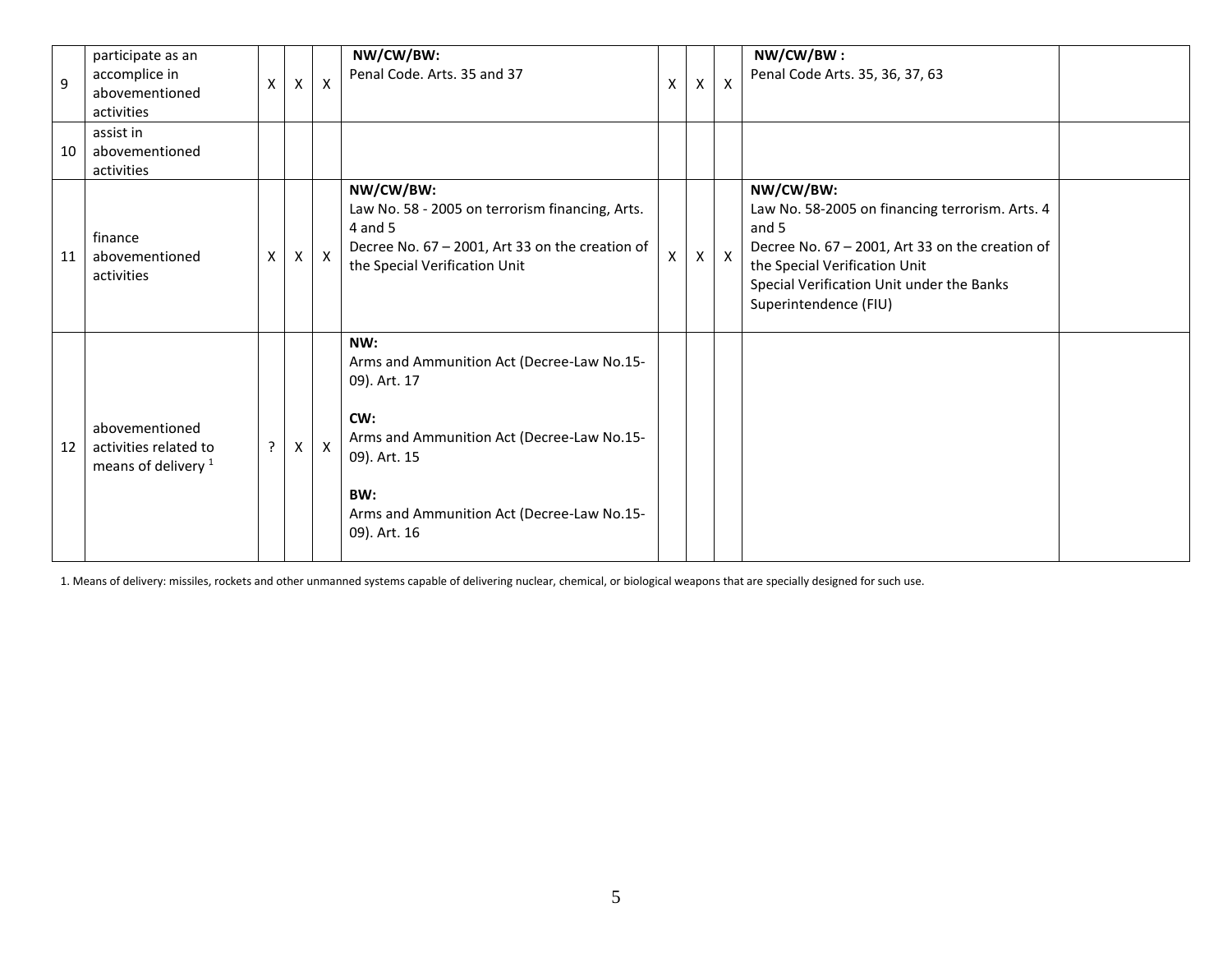| 9 | participate as an accomplice in abovementioned activities | X | X | X | **NW/CW/BW:**<br>Penal Code. Arts. 35 and 37 | X | X | X | **NW/CW/BW :**<br>Penal Code Arts. 35, 36, 37, 63 | |
|---|---|---|---|---|---|---|---|---|---|---|
| 10 | assist in abovementioned activities | | | | | | | | | |
| 11 | finance abovementioned activities | X | X | X | **NW/CW/BW:**<br>Law No. 58 - 2005 on terrorism financing, Arts. 4 and 5<br>Decree No. 67 – 2001, Art 33 on the creation of the Special Verification Unit | X | X | X | **NW/CW/BW:**<br>Law No. 58-2005 on financing terrorism. Arts. 4 and 5<br>Decree No. 67 – 2001, Art 33 on the creation of the Special Verification Unit<br>Special Verification Unit under the Banks Superintendence (FIU) | |
| 12 | abovementioned activities related to means of delivery [1] | ? | X | X | **NW:**<br>Arms and Ammunition Act (Decree-Law No.15-09). Art. 17<br><br>**CW:**<br>Arms and Ammunition Act (Decree-Law No.15-09). Art. 15<br><br>**BW:**<br>Arms and Ammunition Act (Decree-Law No.15-09). Art. 16 | | | | | |

1. Means of delivery: missiles, rockets and other unmanned systems capable of delivering nuclear, chemical, or biological weapons that are specially designed for such use.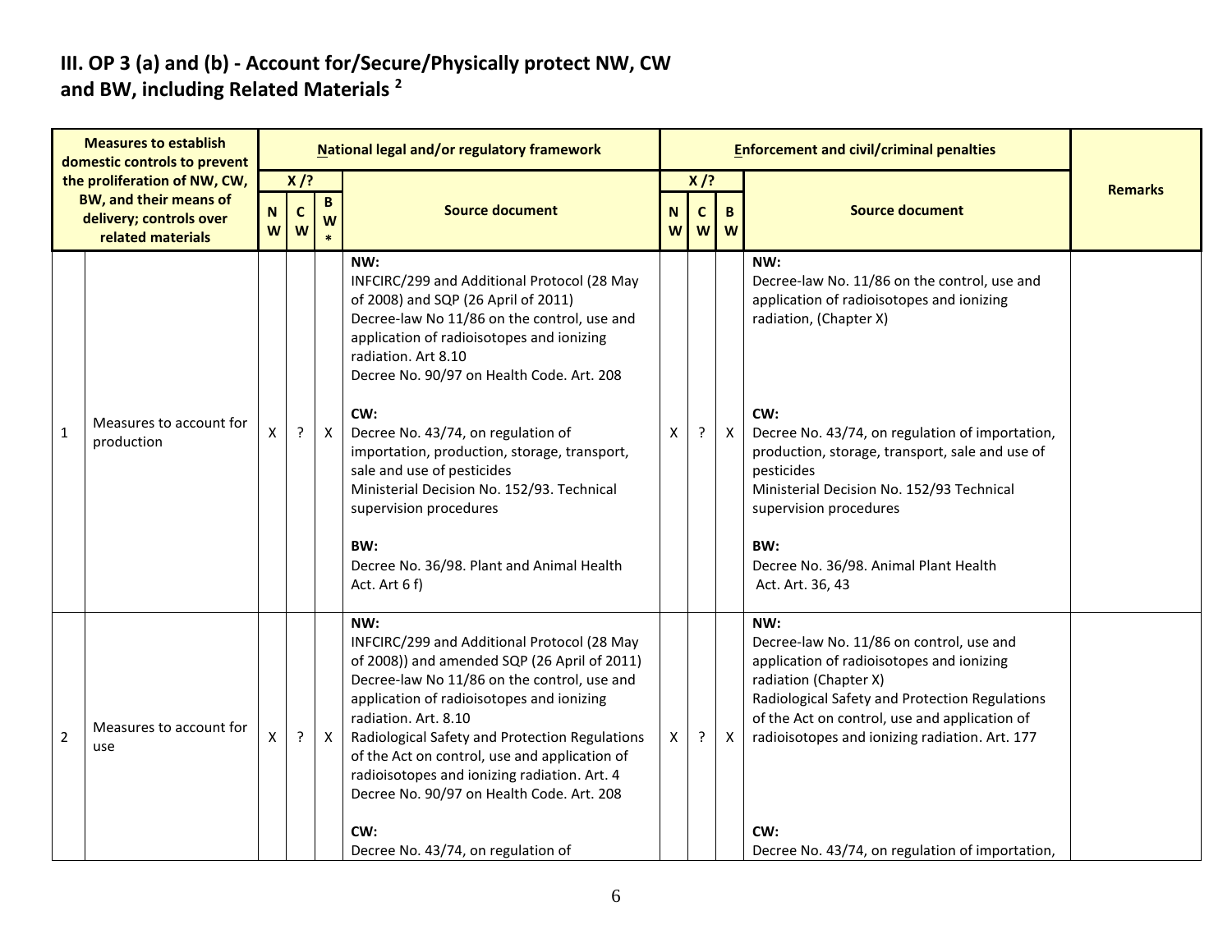## III. OP 3 (a) and (b) - Account for/Secure/Physically protect NW, CW and BW, including Related Materials [2]

| | Measures to establish domestic controls to prevent the proliferation of NW, CW, BW, and their means of delivery; controls over related materials | National legal and/or regulatory framework | | | | Enforcement and civil/criminal penalties | | | | Remarks |
|---|---|---|---|---|---|---|---|---|---|---|
| | | X /? | | | Source document | X /? | | | Source document | |
| | | NW | CW | BW * | | NW | CW | BW | | |
| 1 | Measures to account for production | X | ? | X | **NW:**<br>INFCIRC/299 and Additional Protocol (28 May of 2008) and SQP (26 April of 2011)<br>Decree-law No 11/86 on the control, use and application of radioisotopes and ionizing radiation. Art 8.10<br>Decree No. 90/97 on Health Code. Art. 208<br><br>**CW:**<br>Decree No. 43/74, on regulation of importation, production, storage, transport, sale and use of pesticides<br>Ministerial Decision No. 152/93. Technical supervision procedures<br><br>**BW:**<br>Decree No. 36/98. Plant and Animal Health Act. Art 6 f) | X | ? | X | **NW:**<br>Decree-law No. 11/86 on the control, use and application of radioisotopes and ionizing radiation, (Chapter X)<br><br>**CW:**<br>Decree No. 43/74, on regulation of importation, production, storage, transport, sale and use of pesticides<br>Ministerial Decision No. 152/93 Technical supervision procedures<br><br>**BW:**<br>Decree No. 36/98. Animal Plant Health Act. Art. 36, 43 | |
| 2 | Measures to account for use | X | ? | X | **NW:**<br>INFCIRC/299 and Additional Protocol (28 May of 2008)) and amended SQP (26 April of 2011)<br>Decree-law No 11/86 on the control, use and application of radioisotopes and ionizing radiation. Art. 8.10<br>Radiological Safety and Protection Regulations of the Act on control, use and application of radioisotopes and ionizing radiation. Art. 4<br>Decree No. 90/97 on Health Code. Art. 208<br><br>**CW:**<br>Decree No. 43/74, on regulation of | X | ? | X | **NW:**<br>Decree-law No. 11/86 on control, use and application of radioisotopes and ionizing radiation (Chapter X)<br>Radiological Safety and Protection Regulations of the Act on control, use and application of radioisotopes and ionizing radiation. Art. 177<br><br>**CW:**<br>Decree No. 43/74, on regulation of importation, | |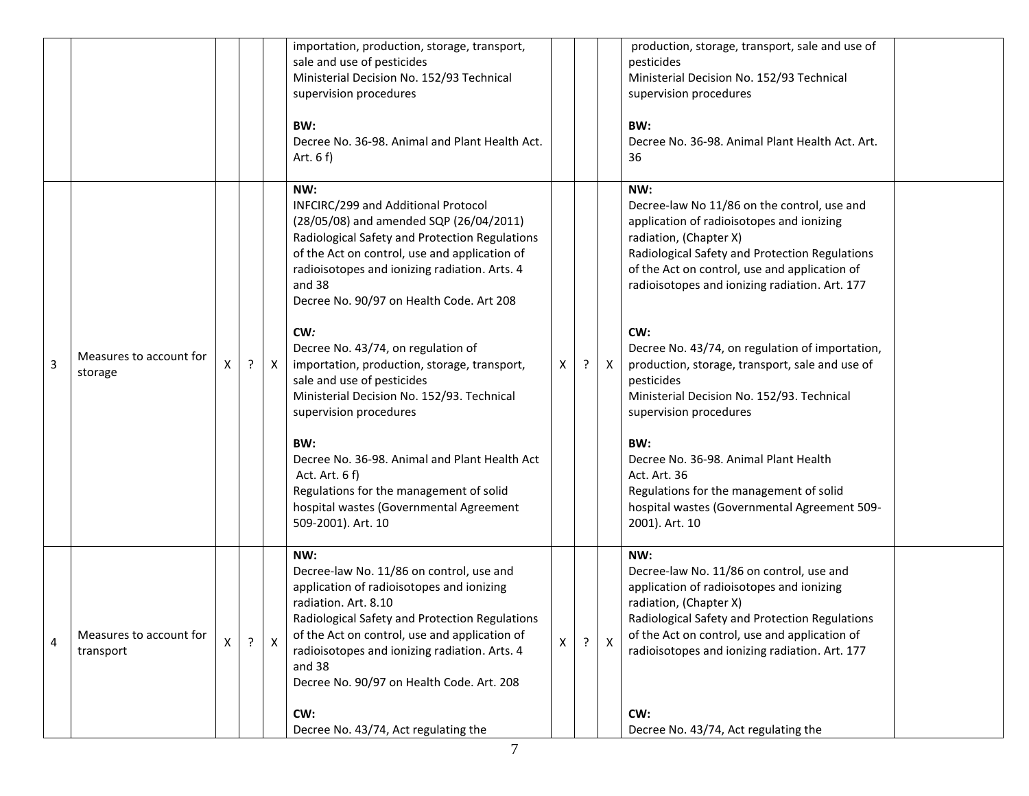| | | | | | | | | | | |
|---|---|---|---|---|---|---|---|---|---|---|
| | | | | | importation, production, storage, transport, sale and use of pesticides<br>Ministerial Decision No. 152/93 Technical supervision procedures<br><br>**BW:**<br>Decree No. 36-98. Animal and Plant Health Act. Art. 6 f) | | | | production, storage, transport, sale and use of pesticides<br>Ministerial Decision No. 152/93 Technical supervision procedures<br><br>**BW:**<br>Decree No. 36-98. Animal Plant Health Act. Art. 36 | |
| 3 | Measures to account for storage | X | ? | X | **NW:**<br>INFCIRC/299 and Additional Protocol (28/05/08) and amended SQP (26/04/2011)<br>Radiological Safety and Protection Regulations of the Act on control, use and application of radioisotopes and ionizing radiation. Arts. 4 and 38<br>Decree No. 90/97 on Health Code. Art 208<br><br>**CW:**<br>Decree No. 43/74, on regulation of importation, production, storage, transport, sale and use of pesticides<br>Ministerial Decision No. 152/93. Technical supervision procedures<br><br>**BW:**<br>Decree No. 36-98. Animal and Plant Health Act Act. Art. 6 f)<br>Regulations for the management of solid hospital wastes (Governmental Agreement 509-2001). Art. 10 | X | ? | X | **NW:**<br>Decree-law No 11/86 on the control, use and application of radioisotopes and ionizing radiation, (Chapter X)<br>Radiological Safety and Protection Regulations of the Act on control, use and application of radioisotopes and ionizing radiation. Art. 177<br><br>**CW:**<br>Decree No. 43/74, on regulation of importation, production, storage, transport, sale and use of pesticides<br>Ministerial Decision No. 152/93. Technical supervision procedures<br><br>**BW:**<br>Decree No. 36-98. Animal Plant Health Act. Art. 36<br>Regulations for the management of solid hospital wastes (Governmental Agreement 509-2001). Art. 10 | |
| 4 | Measures to account for transport | X | ? | X | **NW:**<br>Decree-law No. 11/86 on control, use and application of radioisotopes and ionizing radiation. Art. 8.10<br>Radiological Safety and Protection Regulations of the Act on control, use and application of radioisotopes and ionizing radiation. Arts. 4 and 38<br>Decree No. 90/97 on Health Code. Art 208<br><br>**CW:**<br>Decree No. 43/74, Act regulating the | X | ? | X | **NW:**<br>Decree-law No. 11/86 on control, use and application of radioisotopes and ionizing radiation, (Chapter X)<br>Radiological Safety and Protection Regulations of the Act on control, use and application of radioisotopes and ionizing radiation. Art. 177<br><br>**CW:**<br>Decree No. 43/74, Act regulating the | |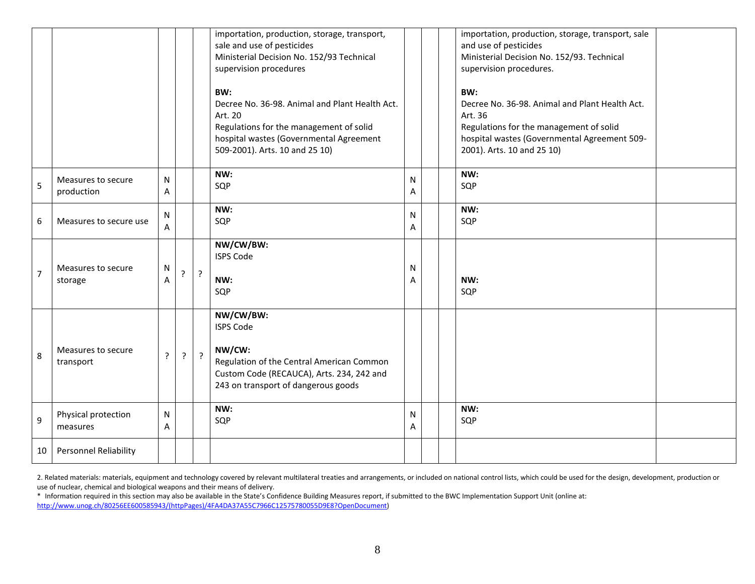| | | | | | | | | | | |
|---|---|---|---|---|---|---|---|---|---|---|
| | | | | | importation, production, storage, transport, sale and use of pesticides<br>Ministerial Decision No. 152/93 Technical supervision procedures<br><br>**BW:**<br>Decree No. 36-98. Animal and Plant Health Act. Art. 20<br>Regulations for the management of solid hospital wastes (Governmental Agreement 509-2001). Arts. 10 and 25 10) | | | | importation, production, storage, transport, sale and use of pesticides<br>Ministerial Decision No. 152/93. Technical supervision procedures.<br><br>**BW:**<br>Decree No. 36-98. Animal and Plant Health Act. Art. 36<br>Regulations for the management of solid hospital wastes (Governmental Agreement 509-2001). Arts. 10 and 25 10) | |
| 5 | Measures to secure production | NA | | | **NW:**<br>SQP | NA | | | **NW:**<br>SQP | |
| 6 | Measures to secure use | NA | | | **NW:**<br>SQP | NA | | | **NW:**<br>SQP | |
| 7 | Measures to secure storage | NA | ? | ? | **NW/CW/BW:**<br>ISPS Code<br><br>**NW:**<br>SQP | NA | | | **NW:**<br>SQP | |
| 8 | Measures to secure transport | ? | ? | ? | **NW/CW/BW:**<br>ISPS Code<br><br>**NW/CW:**<br>Regulation of the Central American Common Custom Code (RECAUCA), Arts. 234, 242 and 243 on transport of dangerous goods | | | | | |
| 9 | Physical protection measures | NA | | | **NW:**<br>SQP | NA | | | **NW:**<br>SQP | |
| 10 | Personnel Reliability | | | | | | | | | |

2. Related materials: materials, equipment and technology covered by relevant multilateral treaties and arrangements, or included on national control lists, which could be used for the design, development, production or use of nuclear, chemical and biological weapons and their means of delivery.

* Information required in this section may also be available in the State's Confidence Building Measures report, if submitted to the BWC Implementation Support Unit (online at: http://www.unog.ch/80256EE600585943/(httpPages)/4FA4DA37A55C7966C12575780055D9E8?OpenDocument)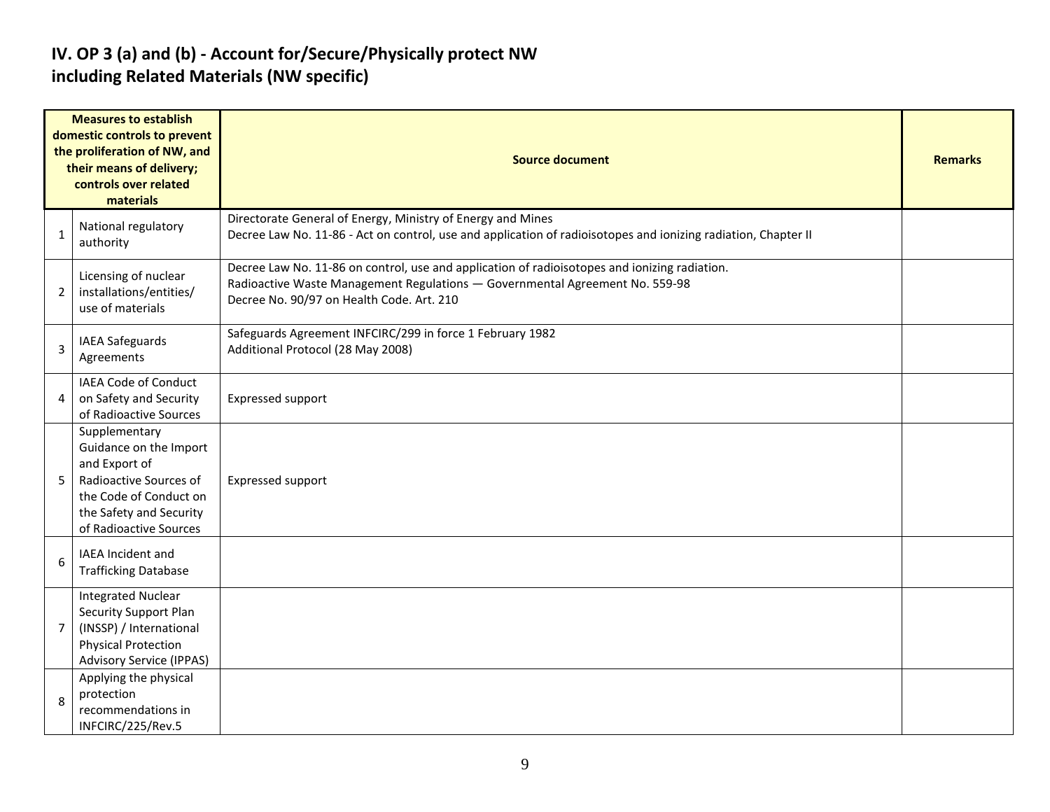# IV. OP 3 (a) and (b) - Account for/Secure/Physically protect NW including Related Materials (NW specific)

| | Measures to establish domestic controls to prevent the proliferation of NW, and their means of delivery; controls over related materials | Source document | Remarks |
|---|---|---|---|
| 1 | National regulatory authority | Directorate General of Energy, Ministry of Energy and Mines<br>Decree Law No. 11-86 - Act on control, use and application of radioisotopes and ionizing radiation, Chapter II | |
| 2 | Licensing of nuclear installations/entities/ use of materials | Decree Law No. 11-86 on control, use and application of radioisotopes and ionizing radiation.<br>Radioactive Waste Management Regulations — Governmental Agreement No. 559-98<br>Decree No. 90/97 on Health Code. Art. 210 | |
| 3 | IAEA Safeguards Agreements | Safeguards Agreement INFCIRC/299 in force 1 February 1982<br>Additional Protocol (28 May 2008) | |
| 4 | IAEA Code of Conduct on Safety and Security of Radioactive Sources | Expressed support | |
| 5 | Supplementary Guidance on the Import and Export of Radioactive Sources of the Code of Conduct on the Safety and Security of Radioactive Sources | Expressed support | |
| 6 | IAEA Incident and Trafficking Database | | |
| 7 | Integrated Nuclear Security Support Plan (INSSP) / International Physical Protection Advisory Service (IPPAS) | | |
| 8 | Applying the physical protection recommendations in INFCIRC/225/Rev.5 | | |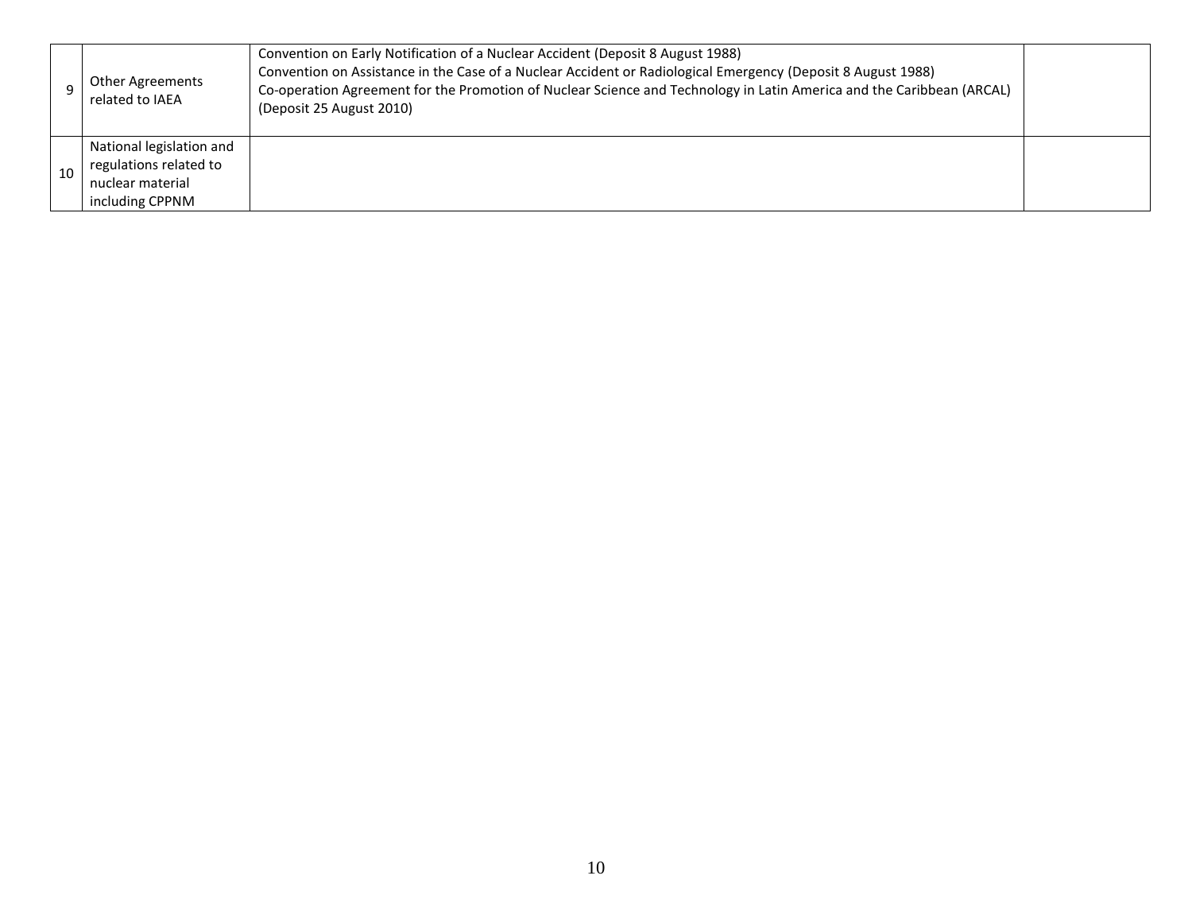| | | | |
|---|---|---|---|
| 9 | Other Agreements related to IAEA | Convention on Early Notification of a Nuclear Accident (Deposit 8 August 1988)<br>Convention on Assistance in the Case of a Nuclear Accident or Radiological Emergency (Deposit 8 August 1988)<br>Co-operation Agreement for the Promotion of Nuclear Science and Technology in Latin America and the Caribbean (ARCAL) (Deposit 25 August 2010) | |
| 10 | National legislation and regulations related to nuclear material including CPPNM | | |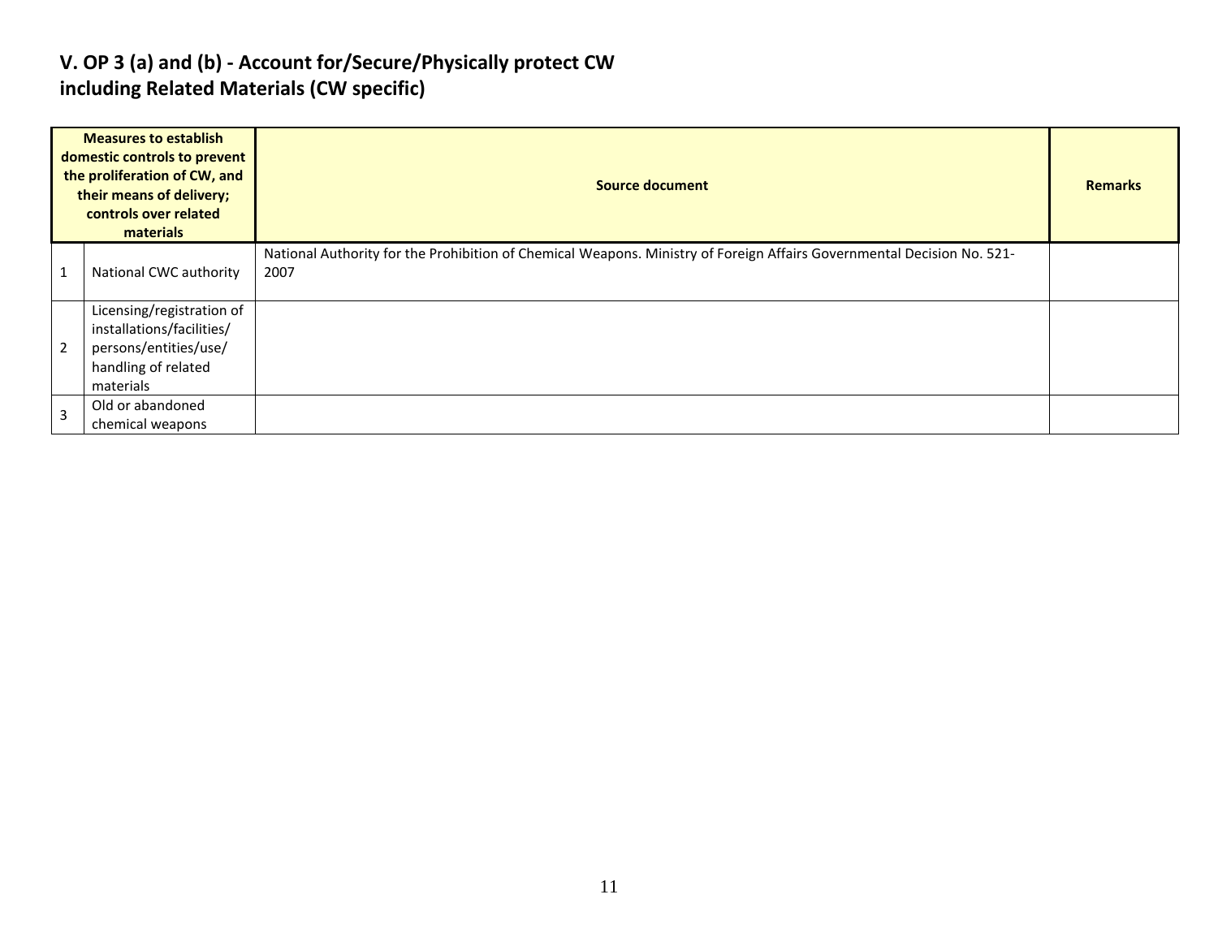## V. OP 3 (a) and (b) - Account for/Secure/Physically protect CW including Related Materials (CW specific)

| | Measures to establish domestic controls to prevent the proliferation of CW, and their means of delivery; controls over related materials | Source document | Remarks |
|---|---|---|---|
| 1 | National CWC authority | National Authority for the Prohibition of Chemical Weapons. Ministry of Foreign Affairs Governmental Decision No. 521-2007 | |
| 2 | Licensing/registration of installations/facilities/ persons/entities/use/ handling of related materials | | |
| 3 | Old or abandoned chemical weapons | | |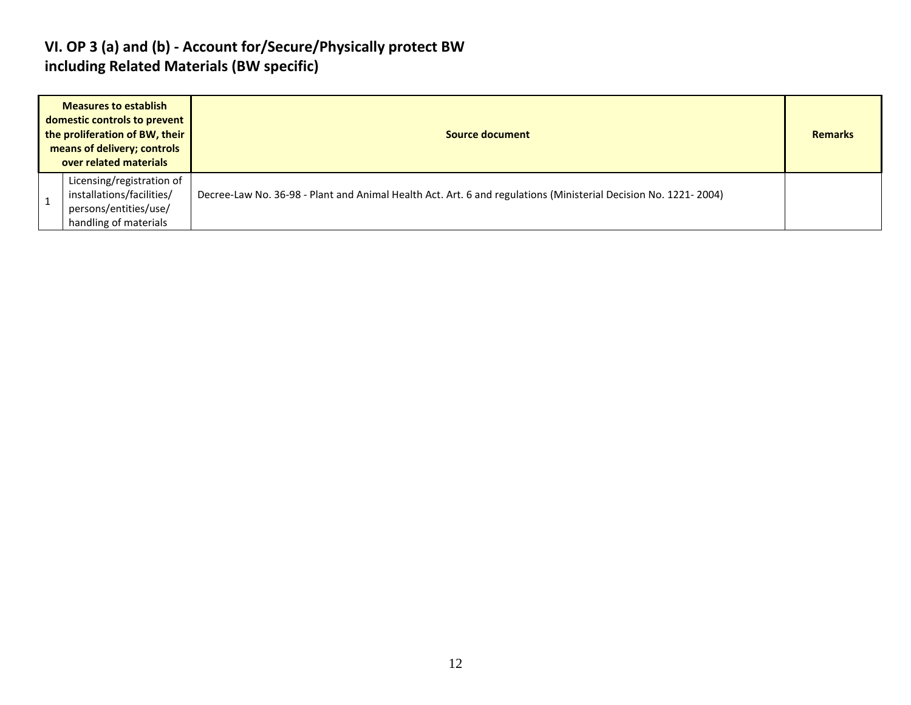## VI. OP 3 (a) and (b) - Account for/Secure/Physically protect BW including Related Materials (BW specific)

| Measures to establish domestic controls to prevent the proliferation of BW, their means of delivery; controls over related materials | | Source document | Remarks |
|---|---|---|---|
| 1 | Licensing/registration of installations/facilities/ persons/entities/use/ handling of materials | Decree-Law No. 36-98 - Plant and Animal Health Act. Art. 6 and regulations (Ministerial Decision No. 1221- 2004) | |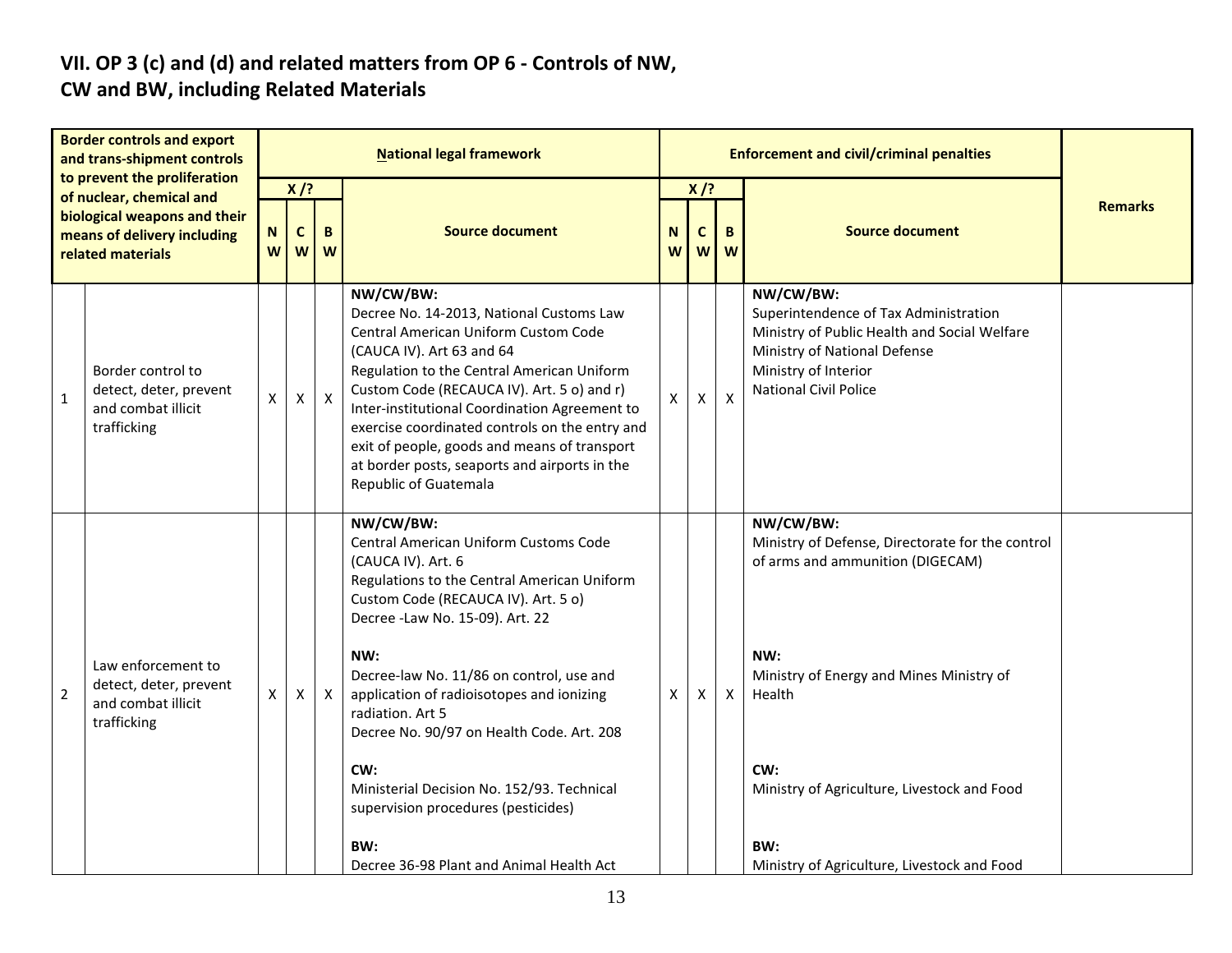## VII. OP 3 (c) and (d) and related matters from OP 6 - Controls of NW, CW and BW, including Related Materials

| | Border controls and export and trans-shipment controls to prevent the proliferation of nuclear, chemical and biological weapons and their means of delivery including related materials | National legal framework | | | | Enforcement and civil/criminal penalties | | | | Remarks |
|---|---|---|---|---|---|---|---|---|---|---|
| | | X /? | | | Source document | X /? | | | Source document | |
| | | NW | CW | BW | | NW | CW | BW | | |
| 1 | Border control to detect, deter, prevent and combat illicit trafficking | X | X | X | **NW/CW/BW:**<br>Decree No. 14-2013, National Customs Law<br>Central American Uniform Custom Code (CAUCA IV). Art 63 and 64<br>Regulation to the Central American Uniform Custom Code (RECAUCA IV). Art. 5 o) and r)<br>Inter-institutional Coordination Agreement to exercise coordinated controls on the entry and exit of people, goods and means of transport at border posts, seaports and airports in the Republic of Guatemala | X | X | X | **NW/CW/BW:**<br>Superintendence of Tax Administration<br>Ministry of Public Health and Social Welfare<br>Ministry of National Defense<br>Ministry of Interior<br>National Civil Police | |
| 2 | Law enforcement to detect, deter, prevent and combat illicit trafficking | X | X | X | **NW/CW/BW:**<br>Central American Uniform Customs Code (CAUCA IV). Art. 6<br>Regulations to the Central American Uniform Custom Code (RECAUCA IV). Art. 5 o)<br>Decree -Law No. 15-09). Art. 22<br><br>**NW:**<br>Decree-law No. 11/86 on control, use and application of radioisotopes and ionizing radiation. Art 5<br>Decree No. 90/97 on Health Code. Art. 208<br><br>**CW:**<br>Ministerial Decision No. 152/93. Technical supervision procedures (pesticides)<br><br>**BW:**<br>Decree 36-98 Plant and Animal Health Act | X | X | X | **NW/CW/BW:**<br>Ministry of Defense, Directorate for the control of arms and ammunition (DIGECAM)<br><br>**NW:**<br>Ministry of Energy and Mines Ministry of Health<br><br>**CW:**<br>Ministry of Agriculture, Livestock and Food<br><br>**BW:**<br>Ministry of Agriculture, Livestock and Food | |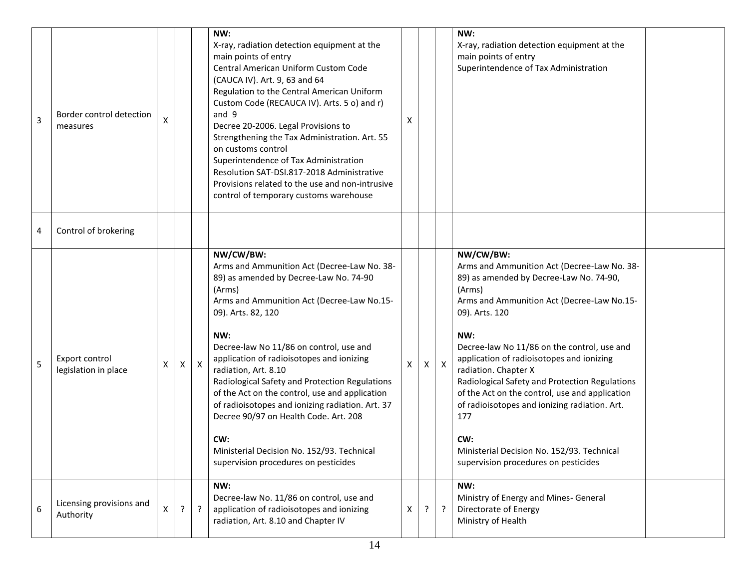| 3 | Border control detection measures | X | | | **NW:**<br>X-ray, radiation detection equipment at the main points of entry<br>Central American Uniform Custom Code (CAUCA IV). Art. 9, 63 and 64<br>Regulation to the Central American Uniform Custom Code (RECAUCA IV). Arts. 5 o) and r) and 9<br>Decree 20-2006. Legal Provisions to Strengthening the Tax Administration. Art. 55 on customs control<br>Superintendence of Tax Administration Resolution SAT-DSI.817-2018 Administrative Provisions related to the use and non-intrusive control of temporary customs warehouse | X | | | **NW:**<br>X-ray, radiation detection equipment at the main points of entry<br>Superintendence of Tax Administration | |
|---|---|---|---|---|---|---|---|---|---|---|
| 4 | Control of brokering | | | | | | | | | |
| 5 | Export control legislation in place | X | X | X | **NW/CW/BW:**<br>Arms and Ammunition Act (Decree-Law No. 38-89) as amended by Decree-Law No. 74-90 (Arms)<br>Arms and Ammunition Act (Decree-Law No.15-09). Arts. 82, 120<br><br>**NW:**<br>Decree-law No 11/86 on control, use and application of radioisotopes and ionizing radiation, Art. 8.10<br>Radiological Safety and Protection Regulations of the Act on the control, use and application of radioisotopes and ionizing radiation. Art. 37<br>Decree 90/97 on Health Code. Art. 208<br><br>**CW:**<br>Ministerial Decision No. 152/93. Technical supervision procedures on pesticides | X | X | X | **NW/CW/BW:**<br>Arms and Ammunition Act (Decree-Law No. 38-89) as amended by Decree-Law No. 74-90, (Arms)<br>Arms and Ammunition Act (Decree-Law No.15-09). Arts. 120<br><br>**NW:**<br>Decree-law No 11/86 on the control, use and application of radioisotopes and ionizing radiation. Chapter X<br>Radiological Safety and Protection Regulations of the Act on the control, use and application of radioisotopes and ionizing radiation. Art. 177<br><br>**CW:**<br>Ministerial Decision No. 152/93. Technical supervision procedures on pesticides | |
| 6 | Licensing provisions and Authority | X | ? | ? | **NW:**<br>Decree-law No. 11/86 on control, use and application of radioisotopes and ionizing radiation, Art. 8.10 and Chapter IV | X | ? | ? | **NW:**<br>Ministry of Energy and Mines- General Directorate of Energy<br>Ministry of Health | |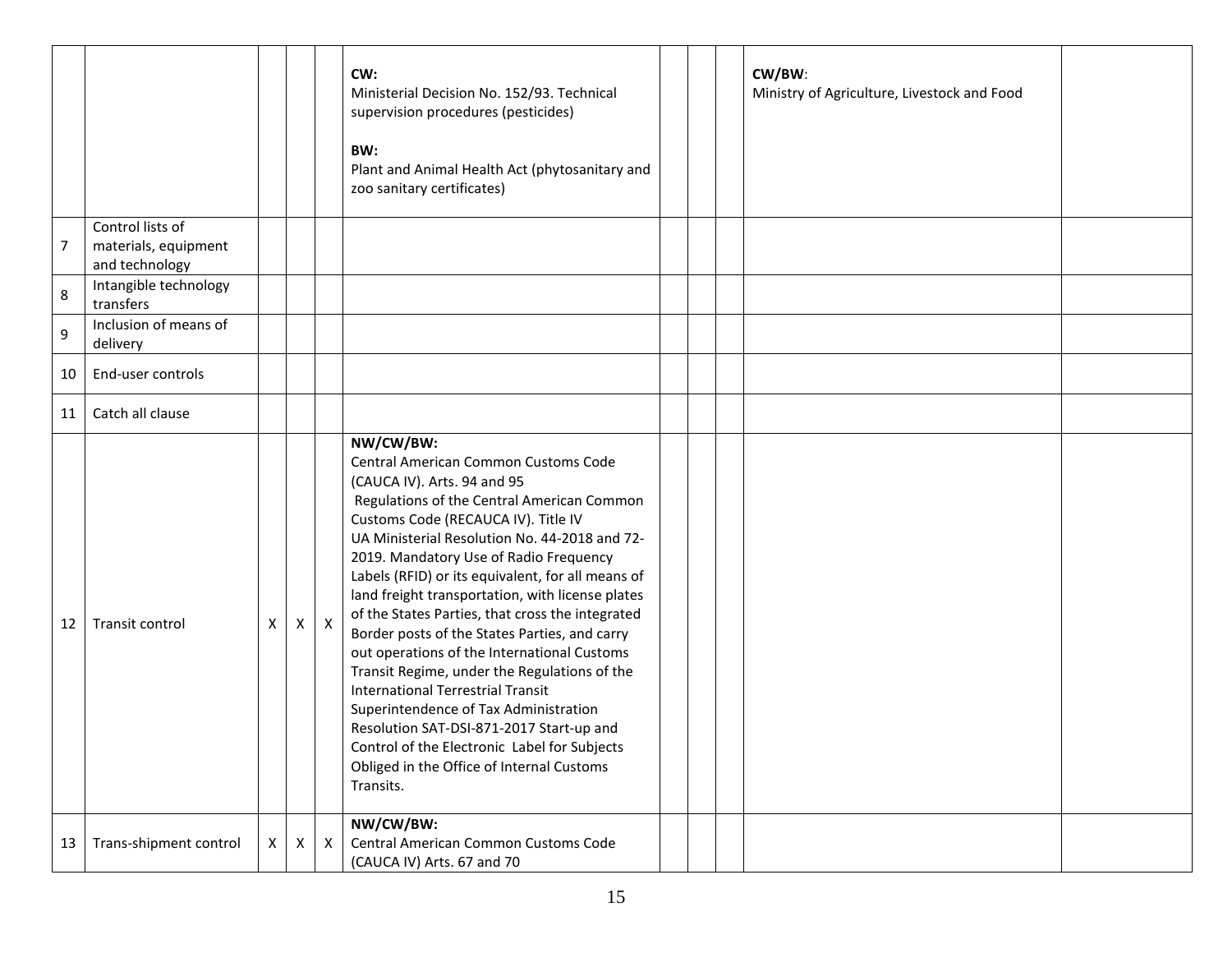|  |  |  |  |  |  |  |  |  |  |  |
|---|---|---|---|---|---|---|---|---|---|---|
|  |  |  |  |  | **CW:**<br>Ministerial Decision No. 152/93. Technical supervision procedures (pesticides)<br><br>**BW:**<br>Plant and Animal Health Act (phytosanitary and zoo sanitary certificates) |  |  |  | **CW/BW**:<br>Ministry of Agriculture, Livestock and Food |  |
| 7 | Control lists of materials, equipment and technology |  |  |  |  |  |  |  |  |  |
| 8 | Intangible technology transfers |  |  |  |  |  |  |  |  |  |
| 9 | Inclusion of means of delivery |  |  |  |  |  |  |  |  |  |
| 10 | End-user controls |  |  |  |  |  |  |  |  |  |
| 11 | Catch all clause |  |  |  |  |  |  |  |  |  |
| 12 | Transit control | X | X | X | **NW/CW/BW:**<br>Central American Common Customs Code (CAUCA IV). Arts. 94 and 95<br>Regulations of the Central American Common Customs Code (RECAUCA IV). Title IV<br>UA Ministerial Resolution No. 44-2018 and 72-2019. Mandatory Use of Radio Frequency Labels (RFID) or its equivalent, for all means of land freight transportation, with license plates of the States Parties, that cross the integrated Border posts of the States Parties, and carry out operations of the International Customs Transit Regime, under the Regulations of the International Terrestrial Transit<br>Superintendence of Tax Administration Resolution SAT-DSI-871-2017 Start-up and Control of the Electronic Label for Subjects Obliged in the Office of Internal Customs Transits. |  |  |  |  |  |
| 13 | Trans-shipment control | X | X | X | **NW/CW/BW:**<br>Central American Common Customs Code (CAUCA IV) Arts. 67 and 70 |  |  |  |  |  |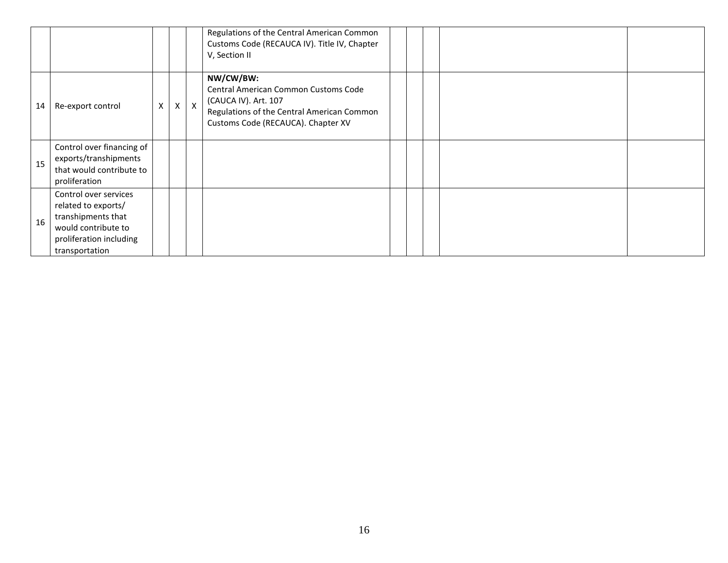| | | | | | | | | | | |
|---|---|---|---|---|---|---|---|---|---|---|
| | | | | | Regulations of the Central American Common Customs Code (RECAUCA IV). Title IV, Chapter V, Section II | | | | | |
| 14 | Re-export control | X | X | X | **NW/CW/BW:** Central American Common Customs Code (CAUCA IV). Art. 107 Regulations of the Central American Common Customs Code (RECAUCA). Chapter XV | | | | | |
| 15 | Control over financing of exports/transhipments that would contribute to proliferation | | | | | | | | | |
| 16 | Control over services related to exports/ transhipments that would contribute to proliferation including transportation | | | | | | | | | |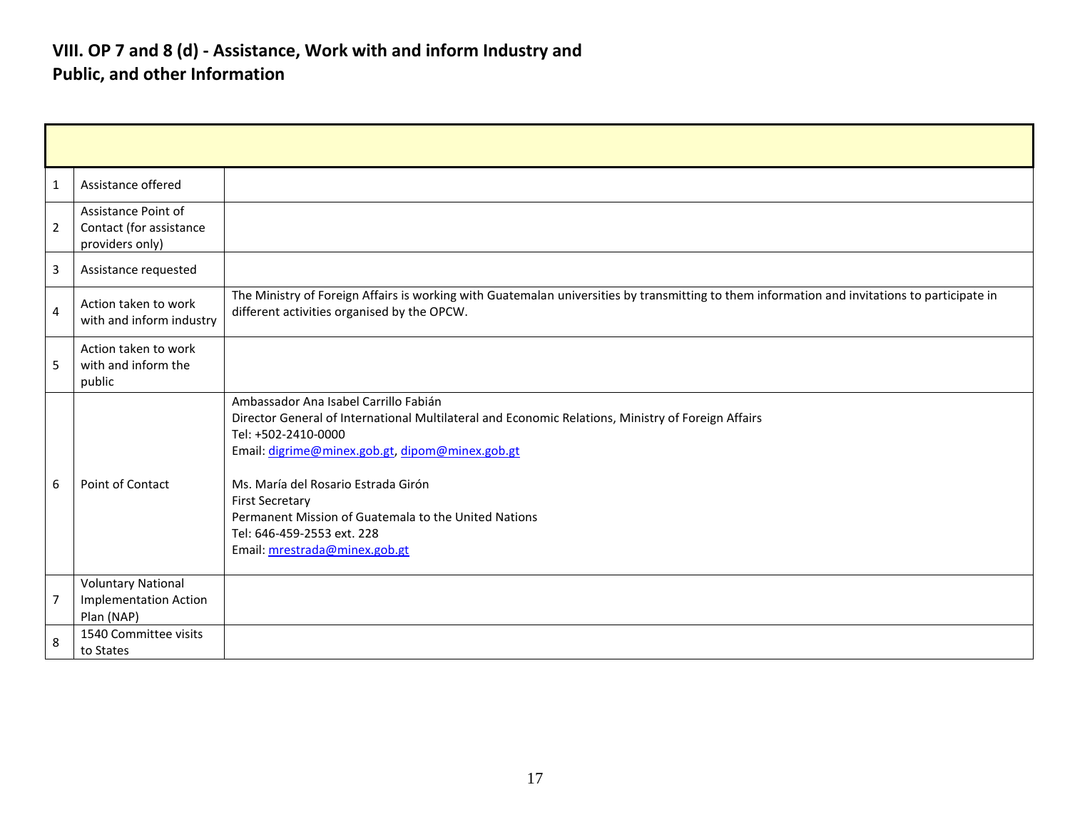## VIII. OP 7 and 8 (d) - Assistance, Work with and inform Industry and Public, and other Information

| | | |
|---|---|---|
| 1 | Assistance offered | |
| 2 | Assistance Point of Contact (for assistance providers only) | |
| 3 | Assistance requested | |
| 4 | Action taken to work with and inform industry | The Ministry of Foreign Affairs is working with Guatemalan universities by transmitting to them information and invitations to participate in different activities organised by the OPCW. |
| 5 | Action taken to work with and inform the public | |
| 6 | Point of Contact | Ambassador Ana Isabel Carrillo Fabián<br>Director General of International Multilateral and Economic Relations, Ministry of Foreign Affairs<br>Tel: +502-2410-0000<br>Email: digrime@minex.gob.gt, dipom@minex.gob.gt<br><br>Ms. María del Rosario Estrada Girón<br>First Secretary<br>Permanent Mission of Guatemala to the United Nations<br>Tel: 646-459-2553 ext. 228<br>Email: mrestrada@minex.gob.gt |
| 7 | Voluntary National Implementation Action Plan (NAP) | |
| 8 | 1540 Committee visits to States | |